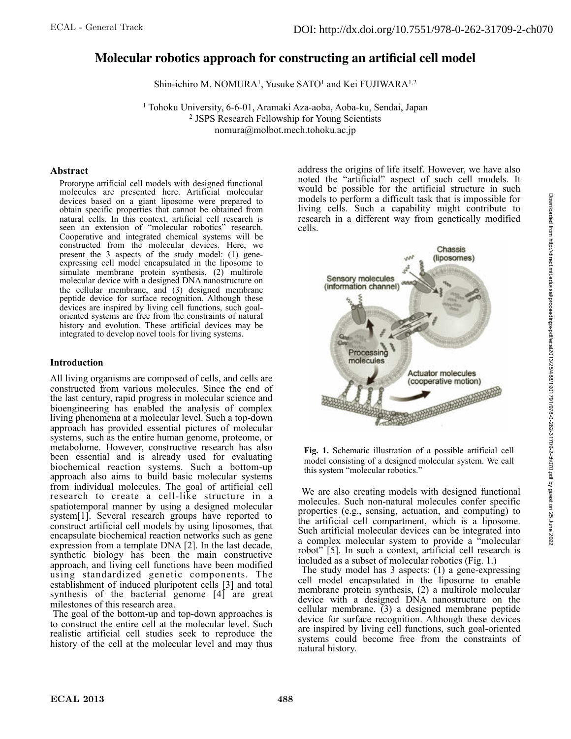# Molecular robotics approach for constructing an artificial cell model

Shin-ichiro M. NOMURA[1], Yusuke SATO[1] and Kei FUJIWARA[1,2]

[1] Tohoku University, 6-6-01, Aramaki Aza-aoba, Aoba-ku, Sendai, Japan
[2] JSPS Research Fellowship for Young Scientists
nomura@molbot.mech.tohoku.ac.jp

## Abstract

Prototype artificial cell models with designed functional molecules are presented here. Artificial molecular devices based on a giant liposome were prepared to obtain specific properties that cannot be obtained from natural cells. In this context, artificial cell research is seen an extension of "molecular robotics" research. Cooperative and integrated chemical systems will be constructed from the molecular devices. Here, we present the 3 aspects of the study model: (1) gene-expressing cell model encapsulated in the liposome to simulate membrane protein synthesis, (2) multirole molecular device with a designed DNA nanostructure on the cellular membrane, and (3) designed membrane peptide device for surface recognition. Although these devices are inspired by living cell functions, such goal-oriented systems are free from the constraints of natural history and evolution. These artificial devices may be integrated to develop novel tools for living systems.

## Introduction

All living organisms are composed of cells, and cells are constructed from various molecules. Since the end of the last century, rapid progress in molecular science and bioengineering has enabled the analysis of complex living phenomena at a molecular level. Such a top-down approach has provided essential pictures of molecular systems, such as the entire human genome, proteome, or metabolome. However, constructive research has also been essential and is already used for evaluating biochemical reaction systems. Such a bottom-up approach also aims to build basic molecular systems from individual molecules. The goal of artificial cell research to create a cell-like structure in a spatiotemporal manner by using a designed molecular system[1]. Several research groups have reported to construct artificial cell models by using liposomes, that encapsulate biochemical reaction networks such as gene expression from a template DNA [2]. In the last decade, synthetic biology has been the main constructive approach, and living cell functions have been modified using standardized genetic components. The establishment of induced pluripotent cells [3] and total synthesis of the bacterial genome [4] are great milestones of this research area.

The goal of the bottom-up and top-down approaches is to construct the entire cell at the molecular level. Such realistic artificial cell studies seek to reproduce the history of the cell at the molecular level and may thus address the origins of life itself. However, we have also noted the "artificial" aspect of such cell models. It would be possible for the artificial structure in such models to perform a difficult task that is impossible for living cells. Such a capability might contribute to research in a different way from genetically modified cells.

Chassis (liposomes)

Sensory molecules (information channel)

Processing molecules

Actuator molecules (cooperative motion)

**Fig. 1.** Schematic illustration of a possible artificial cell model consisting of a designed molecular system. We call this system "molecular robotics."

We are also creating models with designed functional molecules. Such non-natural molecules confer specific properties (e.g., sensing, actuation, and computing) to the artificial cell compartment, which is a liposome. Such artificial molecular devices can be integrated into a complex molecular system to provide a "molecular robot" [5]. In such a context, artificial cell research is included as a subset of molecular robotics (Fig. 1.)

The study model has 3 aspects: (1) a gene-expressing cell model encapsulated in the liposome to enable membrane protein synthesis, (2) a multirole molecular device with a designed DNA nanostructure on the cellular membrane. (3) a designed membrane peptide device for surface recognition. Although these devices are inspired by living cell functions, such goal-oriented systems could become free from the constraints of natural history.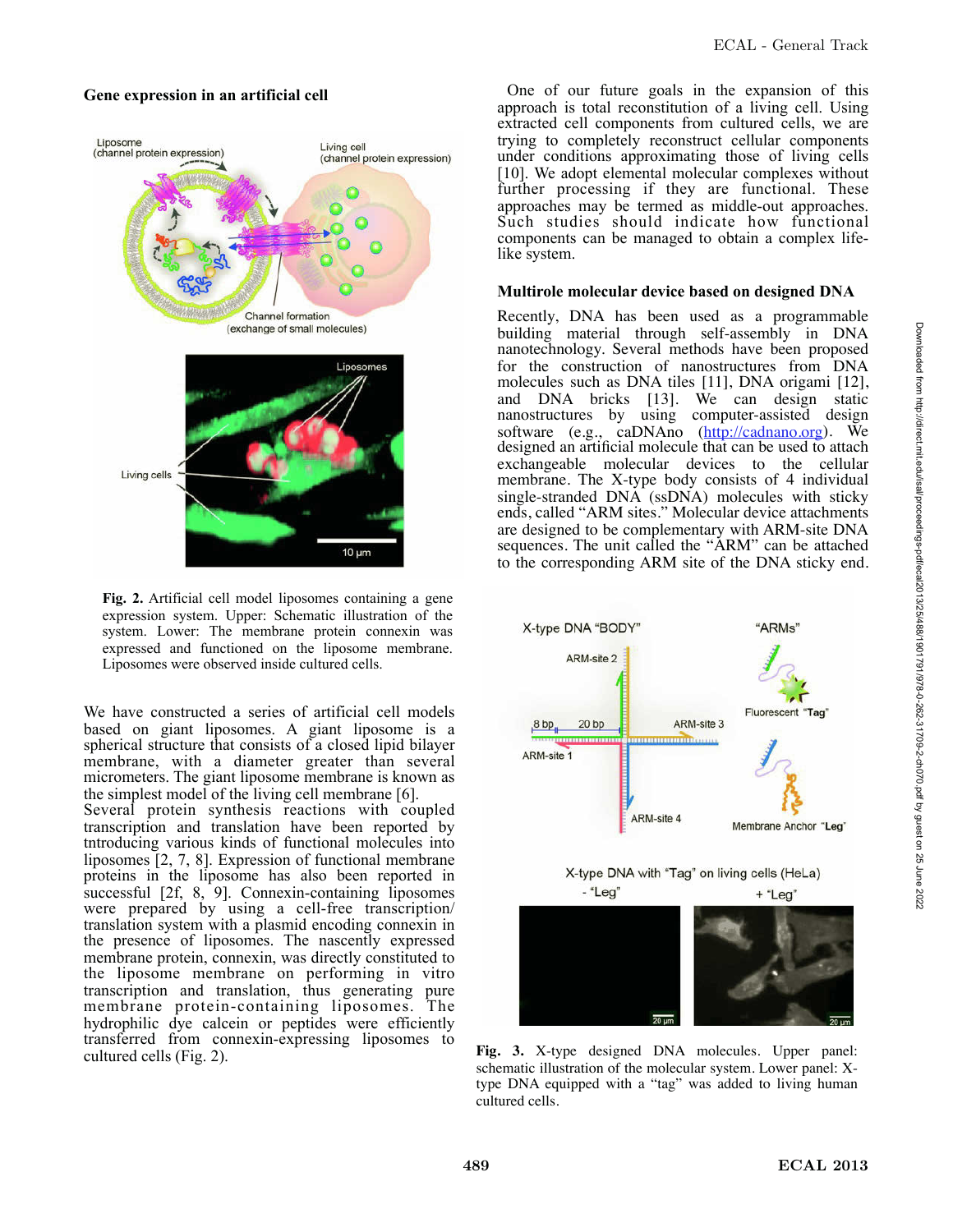### Gene expression in an artificial cell

Fig. 2. Artificial cell model liposomes containing a gene expression system. Upper: Schematic illustration of the system. Lower: The membrane protein connexin was expressed and functioned on the liposome membrane. Liposomes were observed inside cultured cells.

We have constructed a series of artificial cell models based on giant liposomes. A giant liposome is a spherical structure that consists of a closed lipid bilayer membrane, with a diameter greater than several micrometers. The giant liposome membrane is known as the simplest model of the living cell membrane [6].
Several protein synthesis reactions with coupled transcription and translation have been reported by tntroducing various kinds of functional molecules into liposomes [2, 7, 8]. Expression of functional membrane proteins in the liposome has also been reported in successful [2f, 8, 9]. Connexin-containing liposomes were prepared by using a cell-free transcription/translation system with a plasmid encoding connexin in the presence of liposomes. The nascently expressed membrane protein, connexin, was directly constituted to the liposome membrane on performing in vitro transcription and translation, thus generating pure membrane protein-containing liposomes. The hydrophilic dye calcein or peptides were efficiently transferred from connexin-expressing liposomes to cultured cells (Fig. 2).

One of our future goals in the expansion of this approach is total reconstitution of a living cell. Using extracted cell components from cultured cells, we are trying to completely reconstruct cellular components under conditions approximating those of living cells [10]. We adopt elemental molecular complexes without further processing if they are functional. These approaches may be termed as middle-out approaches. Such studies should indicate how functional components can be managed to obtain a complex life-like system.

### Multirole molecular device based on designed DNA

Recently, DNA has been used as a programmable building material through self-assembly in DNA nanotechnology. Several methods have been proposed for the construction of nanostructures from DNA molecules such as DNA tiles [11], DNA origami [12], and DNA bricks [13]. We can design static nanostructures by using computer-assisted design software (e.g., caDNAno (http://cadnano.org). We designed an artificial molecule that can be used to attach exchangeable molecular devices to the cellular membrane. The X-type body consists of 4 individual single-stranded DNA (ssDNA) molecules with sticky ends, called "ARM sites." Molecular device attachments are designed to be complementary with ARM-site DNA sequences. The unit called the "ARM" can be attached to the corresponding ARM site of the DNA sticky end.

Fig. 3. X-type designed DNA molecules. Upper panel: schematic illustration of the molecular system. Lower panel: X-type DNA equipped with a "tag" was added to living human cultured cells.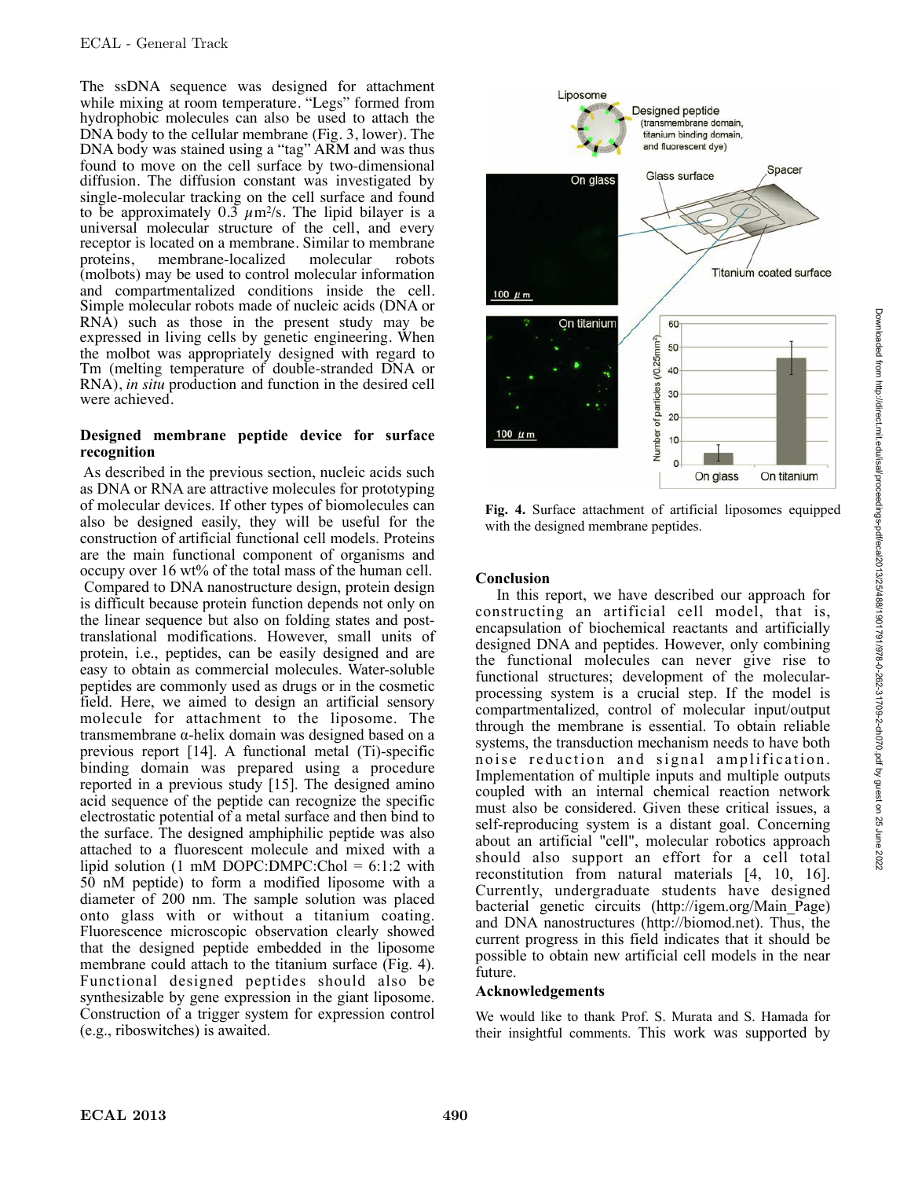The ssDNA sequence was designed for attachment while mixing at room temperature. "Legs" formed from hydrophobic molecules can also be used to attach the DNA body to the cellular membrane (Fig. 3, lower). The DNA body was stained using a "tag" ARM and was thus found to move on the cell surface by two-dimensional diffusion. The diffusion constant was investigated by single-molecular tracking on the cell surface and found to be approximately 0.3 $\mu m^2/s$. The lipid bilayer is a universal molecular structure of the cell, and every receptor is located on a membrane. Similar to membrane proteins, membrane-localized molecular robots (molbots) may be used to control molecular information and compartmentalized conditions inside the cell. Simple molecular robots made of nucleic acids (DNA or RNA) such as those in the present study may be expressed in living cells by genetic engineering. When the molbot was appropriately designed with regard to Tm (melting temperature of double-stranded DNA or RNA), *in situ* production and function in the desired cell were achieved.

### Designed membrane peptide device for surface recognition

As described in the previous section, nucleic acids such as DNA or RNA are attractive molecules for prototyping of molecular devices. If other types of biomolecules can also be designed easily, they will be useful for the construction of artificial functional cell models. Proteins are the main functional component of organisms and occupy over 16 wt% of the total mass of the human cell.

Compared to DNA nanostructure design, protein design is difficult because protein function depends not only on the linear sequence but also on folding states and post-translational modifications. However, small units of protein, i.e., peptides, can be easily designed and are easy to obtain as commercial molecules. Water-soluble peptides are commonly used as drugs or in the cosmetic field. Here, we aimed to design an artificial sensory molecule for attachment to the liposome. The transmembrane α-helix domain was designed based on a previous report [14]. A functional metal (Ti)-specific binding domain was prepared using a procedure reported in a previous study [15]. The designed amino acid sequence of the peptide can recognize the specific electrostatic potential of a metal surface and then bind to the surface. The designed amphiphilic peptide was also attached to a fluorescent molecule and mixed with a lipid solution (1 mM DOPC:DMPC:Chol = 6:1:2 with 50 nM peptide) to form a modified liposome with a diameter of 200 nm. The sample solution was placed onto glass with or without a titanium coating. Fluorescence microscopic observation clearly showed that the designed peptide embedded in the liposome membrane could attach to the titanium surface (Fig. 4). Functional designed peptides should also be synthesizable by gene expression in the giant liposome. Construction of a trigger system for expression control (e.g., riboswitches) is awaited.

Liposome

Designed peptide (transmembrane domain, titanium binding domain, and fluorescent dye)

On glass

Glass surface

Spacer

Titanium coated surface

100 μm

On titanium

100 μm

Number of particles (/0.25mm²)

60
50
40
30
20
10
0

On glass

On titanium

**Fig. 4.** Surface attachment of artificial liposomes equipped with the designed membrane peptides.

### Conclusion

In this report, we have described our approach for constructing an artificial cell model, that is, encapsulation of biochemical reactants and artificially designed DNA and peptides. However, only combining the functional molecules can never give rise to functional structures; development of the molecular-processing system is a crucial step. If the model is compartmentalized, control of molecular input/output through the membrane is essential. To obtain reliable systems, the transduction mechanism needs to have both noise reduction and signal amplification. Implementation of multiple inputs and multiple outputs coupled with an internal chemical reaction network must also be considered. Given these critical issues, a self-reproducing system is a distant goal. Concerning about an artificial "cell", molecular robotics approach should also support an effort for a cell total reconstitution from natural materials [4, 10, 16]. Currently, undergraduate students have designed bacterial genetic circuits (http://igem.org/Main_Page) and DNA nanostructures (http://biomod.net). Thus, the current progress in this field indicates that it should be possible to obtain new artificial cell models in the near future.

### Acknowledgements

We would like to thank Prof. S. Murata and S. Hamada for their insightful comments. This work was supported by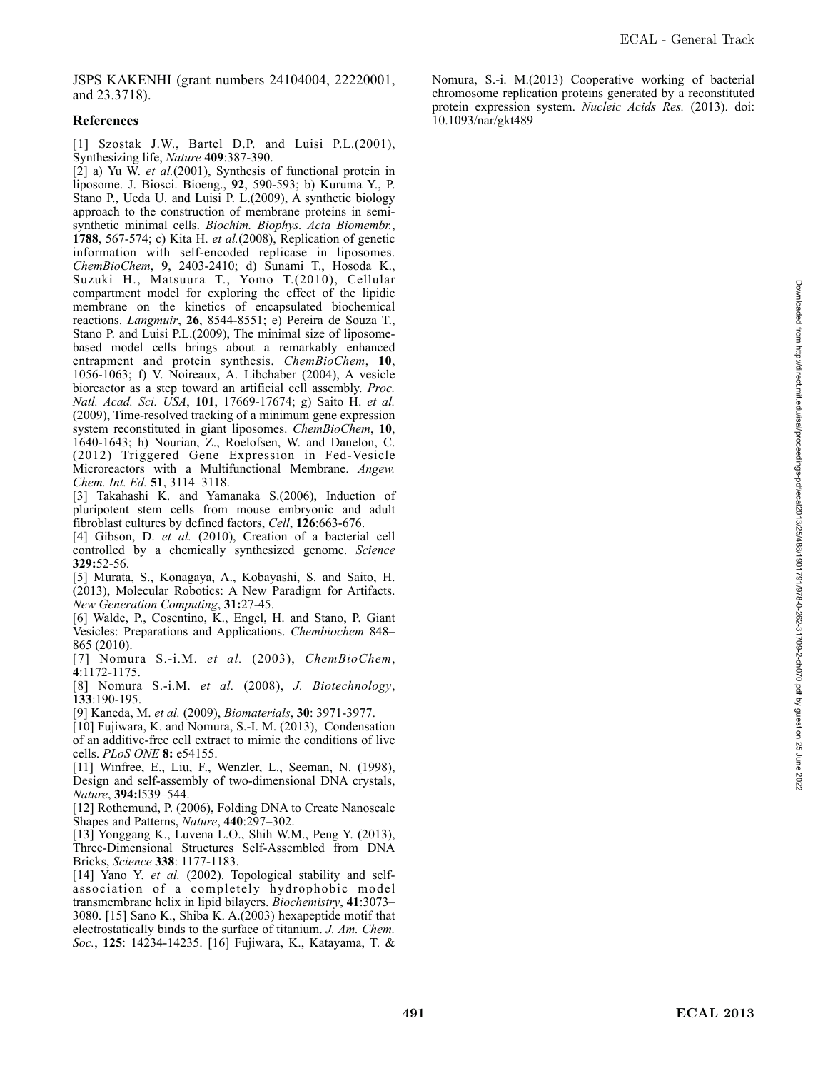JSPS KAKENHI (grant numbers 24104004, 22220001, and 23.3718).

## References

[1] Szostak J.W., Bartel D.P. and Luisi P.L.(2001), Synthesizing life, *Nature* **409**:387-390.

[2] a) Yu W. *et al.*(2001), Synthesis of functional protein in liposome. J. Biosci. Bioeng., **92**, 590-593; b) Kuruma Y., P. Stano P., Ueda U. and Luisi P. L.(2009), A synthetic biology approach to the construction of membrane proteins in semi-synthetic minimal cells. *Biochim. Biophys. Acta Biomembr.*, **1788**, 567-574; c) Kita H. *et al.*(2008), Replication of genetic information with self-encoded replicase in liposomes. *ChemBioChem*, **9**, 2403-2410; d) Sunami T., Hosoda K., Suzuki H., Matsuura T., Yomo T.(2010), Cellular compartment model for exploring the effect of the lipidic membrane on the kinetics of encapsulated biochemical reactions. *Langmuir*, **26**, 8544-8551; e) Pereira de Souza T., Stano P. and Luisi P.L.(2009), The minimal size of liposome-based model cells brings about a remarkably enhanced entrapment and protein synthesis. *ChemBioChem*, **10**, 1056-1063; f) V. Noireaux, A. Libchaber (2004), A vesicle bioreactor as a step toward an artificial cell assembly. *Proc. Natl. Acad. Sci. USA*, **101**, 17669-17674; g) Saito H. *et al.* (2009), Time-resolved tracking of a minimum gene expression system reconstituted in giant liposomes. *ChemBioChem*, **10**, 1640-1643; h) Nourian, Z., Roelofsen, W. and Danelon, C. (2012) Triggered Gene Expression in Fed-Vesicle Microreactors with a Multifunctional Membrane. *Angew. Chem. Int. Ed.* **51**, 3114–3118.

[3] Takahashi K. and Yamanaka S.(2006), Induction of pluripotent stem cells from mouse embryonic and adult fibroblast cultures by defined factors, *Cell*, **126**:663-676.

[4] Gibson, D. *et al.* (2010), Creation of a bacterial cell controlled by a chemically synthesized genome. *Science* **329:**52-56.

[5] Murata, S., Konagaya, A., Kobayashi, S. and Saito, H. (2013), Molecular Robotics: A New Paradigm for Artifacts. *New Generation Computing*, **31:**27-45.

[6] Walde, P., Cosentino, K., Engel, H. and Stano, P. Giant Vesicles: Preparations and Applications. *Chembiochem* 848–865 (2010).

[7] Nomura S.-i.M. *et al.* (2003), *ChemBioChem*, **4**:1172-1175.

[8] Nomura S.-i.M. *et al.* (2008), *J. Biotechnology*, **133**:190-195.

[9] Kaneda, M. *et al.* (2009), *Biomaterials*, **30**: 3971-3977.

[10] Fujiwara, K. and Nomura, S.-I. M. (2013), Condensation of an additive-free cell extract to mimic the conditions of live cells. *PLoS ONE* **8:** e54155.

[11] Winfree, E., Liu, F., Wenzler, L., Seeman, N. (1998), Design and self-assembly of two-dimensional DNA crystals, *Nature*, **394:**l539–544.

[12] Rothemund, P. (2006), Folding DNA to Create Nanoscale Shapes and Patterns, *Nature*, **440**:297–302.

[13] Yonggang K., Luvena L.O., Shih W.M., Peng Y. (2013), Three-Dimensional Structures Self-Assembled from DNA Bricks, *Science* **338**: 1177-1183.

[14] Yano Y. *et al.* (2002). Topological stability and self-association of a completely hydrophobic model transmembrane helix in lipid bilayers. *Biochemistry*, **41**:3073–3080. [15] Sano K., Shiba K. A.(2003) hexapeptide motif that electrostatically binds to the surface of titanium. *J. Am. Chem. Soc.*, **125**: 14234-14235. [16] Fujiwara, K., Katayama, T. & Nomura, S.-i. M.(2013) Cooperative working of bacterial chromosome replication proteins generated by a reconstituted protein expression system. *Nucleic Acids Res.* (2013). doi: 10.1093/nar/gkt489